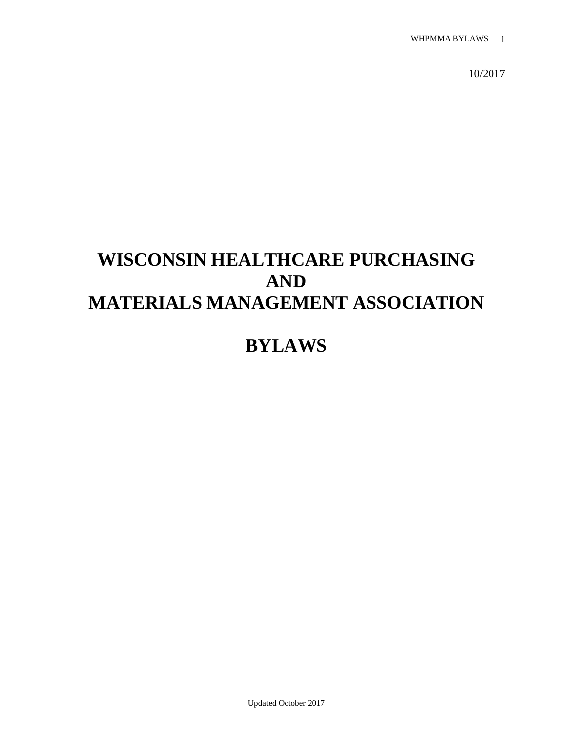10/2017

# WISCONSIN HEALTHCARE PURCHASING AND MATERIALS MANAGEMENT ASSOCIATION

# BYLAWS

Updated October 2017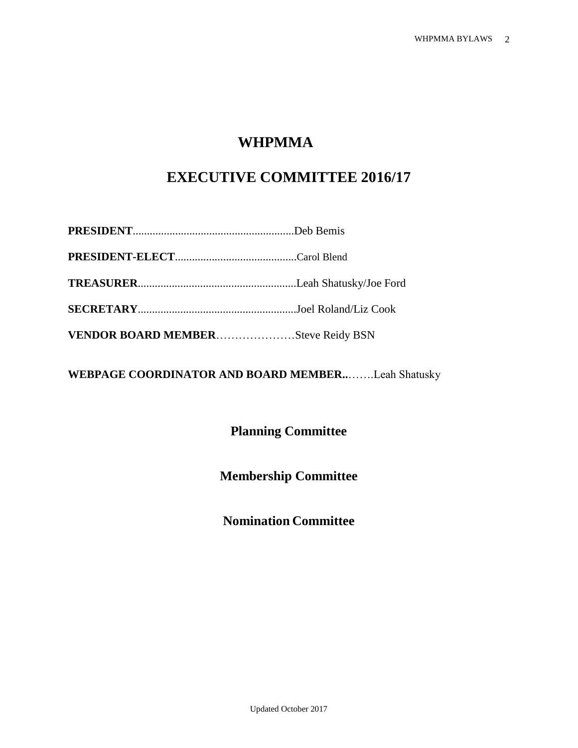# WHPMMA

## EXECUTIVE COMMITTEE 2016/17

**PRESIDENT**.........................................................Deb Bemis

**PRESIDENT-ELECT**...........................................Carol Blend

**TREASURER**........................................................Leah Shatusky/Joe Ford

**SECRETARY**........................................................Joel Roland/Liz Cook

**VENDOR BOARD MEMBER**…………………Steve Reidy BSN

**WEBPAGE COORDINATOR AND BOARD MEMBER..**…….Leah Shatusky

### Planning Committee

### Membership Committee

### Nomination Committee

Updated October 2017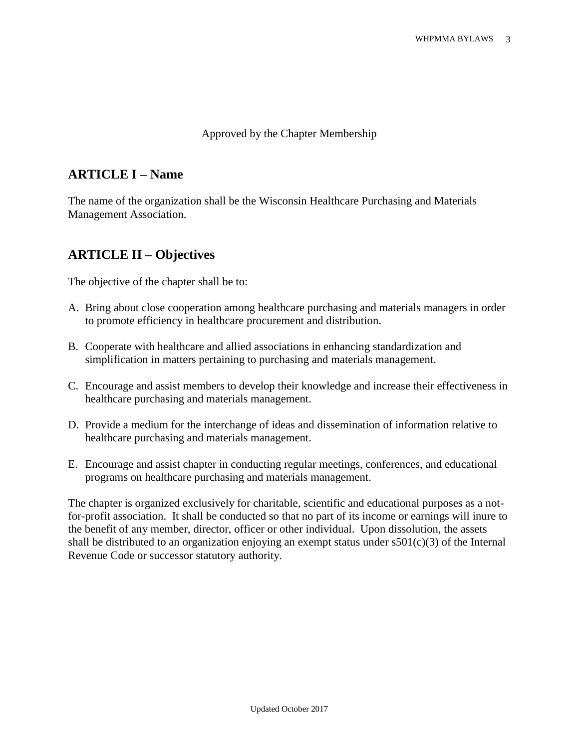Approved by the Chapter Membership

## ARTICLE I – Name

The name of the organization shall be the Wisconsin Healthcare Purchasing and Materials Management Association.

## ARTICLE II – Objectives

The objective of the chapter shall be to:

A. Bring about close cooperation among healthcare purchasing and materials managers in order to promote efficiency in healthcare procurement and distribution.

B. Cooperate with healthcare and allied associations in enhancing standardization and simplification in matters pertaining to purchasing and materials management.

C. Encourage and assist members to develop their knowledge and increase their effectiveness in healthcare purchasing and materials management.

D. Provide a medium for the interchange of ideas and dissemination of information relative to healthcare purchasing and materials management.

E. Encourage and assist chapter in conducting regular meetings, conferences, and educational programs on healthcare purchasing and materials management.

The chapter is organized exclusively for charitable, scientific and educational purposes as a not-for-profit association. It shall be conducted so that no part of its income or earnings will inure to the benefit of any member, director, officer or other individual. Upon dissolution, the assets shall be distributed to an organization enjoying an exempt status under s501(c)(3) of the Internal Revenue Code or successor statutory authority.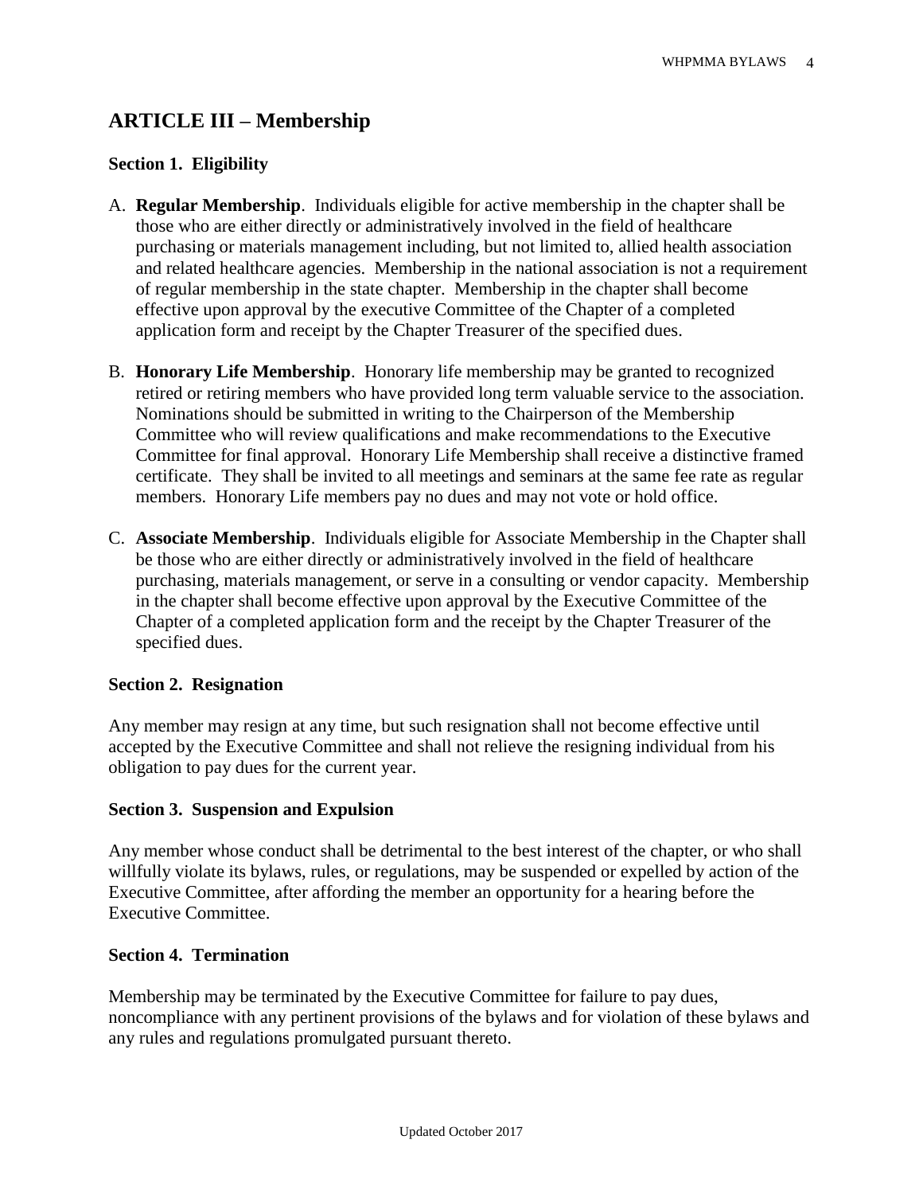## ARTICLE III – Membership

### Section 1. Eligibility

A. **Regular Membership**. Individuals eligible for active membership in the chapter shall be those who are either directly or administratively involved in the field of healthcare purchasing or materials management including, but not limited to, allied health association and related healthcare agencies. Membership in the national association is not a requirement of regular membership in the state chapter. Membership in the chapter shall become effective upon approval by the executive Committee of the Chapter of a completed application form and receipt by the Chapter Treasurer of the specified dues.

B. **Honorary Life Membership**. Honorary life membership may be granted to recognized retired or retiring members who have provided long term valuable service to the association. Nominations should be submitted in writing to the Chairperson of the Membership Committee who will review qualifications and make recommendations to the Executive Committee for final approval. Honorary Life Membership shall receive a distinctive framed certificate. They shall be invited to all meetings and seminars at the same fee rate as regular members. Honorary Life members pay no dues and may not vote or hold office.

C. **Associate Membership**. Individuals eligible for Associate Membership in the Chapter shall be those who are either directly or administratively involved in the field of healthcare purchasing, materials management, or serve in a consulting or vendor capacity. Membership in the chapter shall become effective upon approval by the Executive Committee of the Chapter of a completed application form and the receipt by the Chapter Treasurer of the specified dues.

### Section 2. Resignation

Any member may resign at any time, but such resignation shall not become effective until accepted by the Executive Committee and shall not relieve the resigning individual from his obligation to pay dues for the current year.

### Section 3. Suspension and Expulsion

Any member whose conduct shall be detrimental to the best interest of the chapter, or who shall willfully violate its bylaws, rules, or regulations, may be suspended or expelled by action of the Executive Committee, after affording the member an opportunity for a hearing before the Executive Committee.

### Section 4. Termination

Membership may be terminated by the Executive Committee for failure to pay dues, noncompliance with any pertinent provisions of the bylaws and for violation of these bylaws and any rules and regulations promulgated pursuant thereto.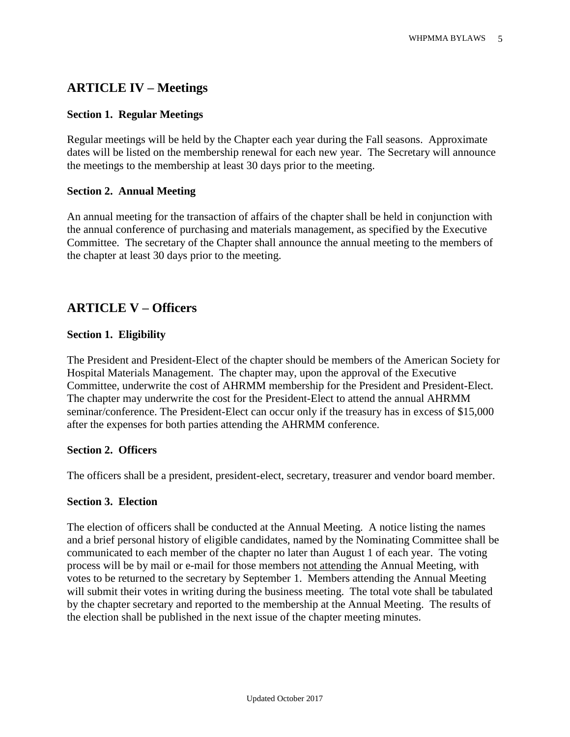## ARTICLE IV – Meetings

### Section 1. Regular Meetings

Regular meetings will be held by the Chapter each year during the Fall seasons. Approximate dates will be listed on the membership renewal for each new year. The Secretary will announce the meetings to the membership at least 30 days prior to the meeting.

### Section 2. Annual Meeting

An annual meeting for the transaction of affairs of the chapter shall be held in conjunction with the annual conference of purchasing and materials management, as specified by the Executive Committee. The secretary of the Chapter shall announce the annual meeting to the members of the chapter at least 30 days prior to the meeting.

## ARTICLE V – Officers

### Section 1. Eligibility

The President and President-Elect of the chapter should be members of the American Society for Hospital Materials Management. The chapter may, upon the approval of the Executive Committee, underwrite the cost of AHRMM membership for the President and President-Elect. The chapter may underwrite the cost for the President-Elect to attend the annual AHRMM seminar/conference. The President-Elect can occur only if the treasury has in excess of $15,000 after the expenses for both parties attending the AHRMM conference.

### Section 2. Officers

The officers shall be a president, president-elect, secretary, treasurer and vendor board member.

### Section 3. Election

The election of officers shall be conducted at the Annual Meeting. A notice listing the names and a brief personal history of eligible candidates, named by the Nominating Committee shall be communicated to each member of the chapter no later than August 1 of each year. The voting process will be by mail or e-mail for those members <u>not attending</u> the Annual Meeting, with votes to be returned to the secretary by September 1. Members attending the Annual Meeting will submit their votes in writing during the business meeting. The total vote shall be tabulated by the chapter secretary and reported to the membership at the Annual Meeting. The results of the election shall be published in the next issue of the chapter meeting minutes.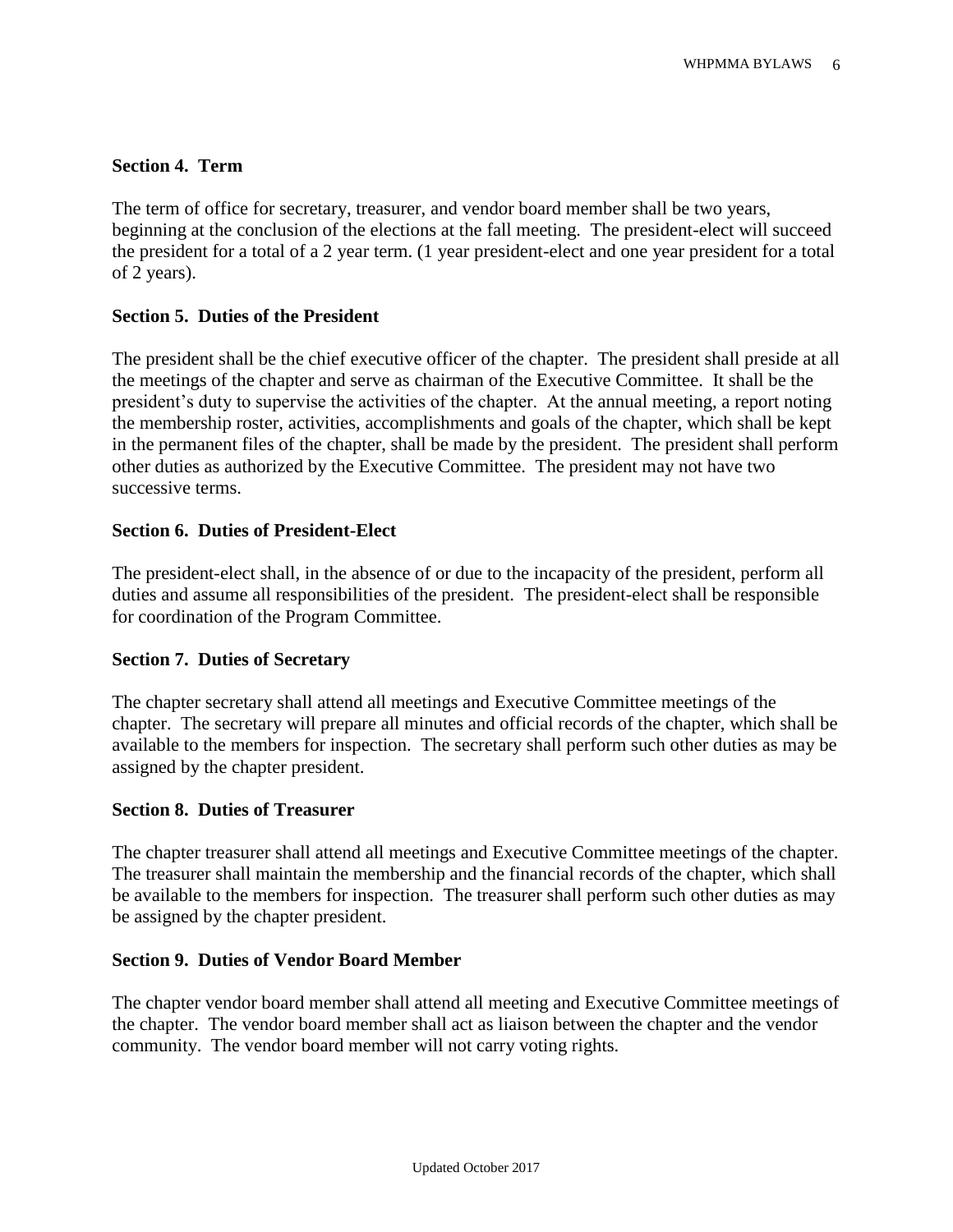**Section 4. Term**

The term of office for secretary, treasurer, and vendor board member shall be two years, beginning at the conclusion of the elections at the fall meeting. The president-elect will succeed the president for a total of a 2 year term. (1 year president-elect and one year president for a total of 2 years).

**Section 5. Duties of the President**

The president shall be the chief executive officer of the chapter. The president shall preside at all the meetings of the chapter and serve as chairman of the Executive Committee. It shall be the president's duty to supervise the activities of the chapter. At the annual meeting, a report noting the membership roster, activities, accomplishments and goals of the chapter, which shall be kept in the permanent files of the chapter, shall be made by the president. The president shall perform other duties as authorized by the Executive Committee. The president may not have two successive terms.

**Section 6. Duties of President-Elect**

The president-elect shall, in the absence of or due to the incapacity of the president, perform all duties and assume all responsibilities of the president. The president-elect shall be responsible for coordination of the Program Committee.

**Section 7. Duties of Secretary**

The chapter secretary shall attend all meetings and Executive Committee meetings of the chapter. The secretary will prepare all minutes and official records of the chapter, which shall be available to the members for inspection. The secretary shall perform such other duties as may be assigned by the chapter president.

**Section 8. Duties of Treasurer**

The chapter treasurer shall attend all meetings and Executive Committee meetings of the chapter. The treasurer shall maintain the membership and the financial records of the chapter, which shall be available to the members for inspection. The treasurer shall perform such other duties as may be assigned by the chapter president.

**Section 9. Duties of Vendor Board Member**

The chapter vendor board member shall attend all meeting and Executive Committee meetings of the chapter. The vendor board member shall act as liaison between the chapter and the vendor community. The vendor board member will not carry voting rights.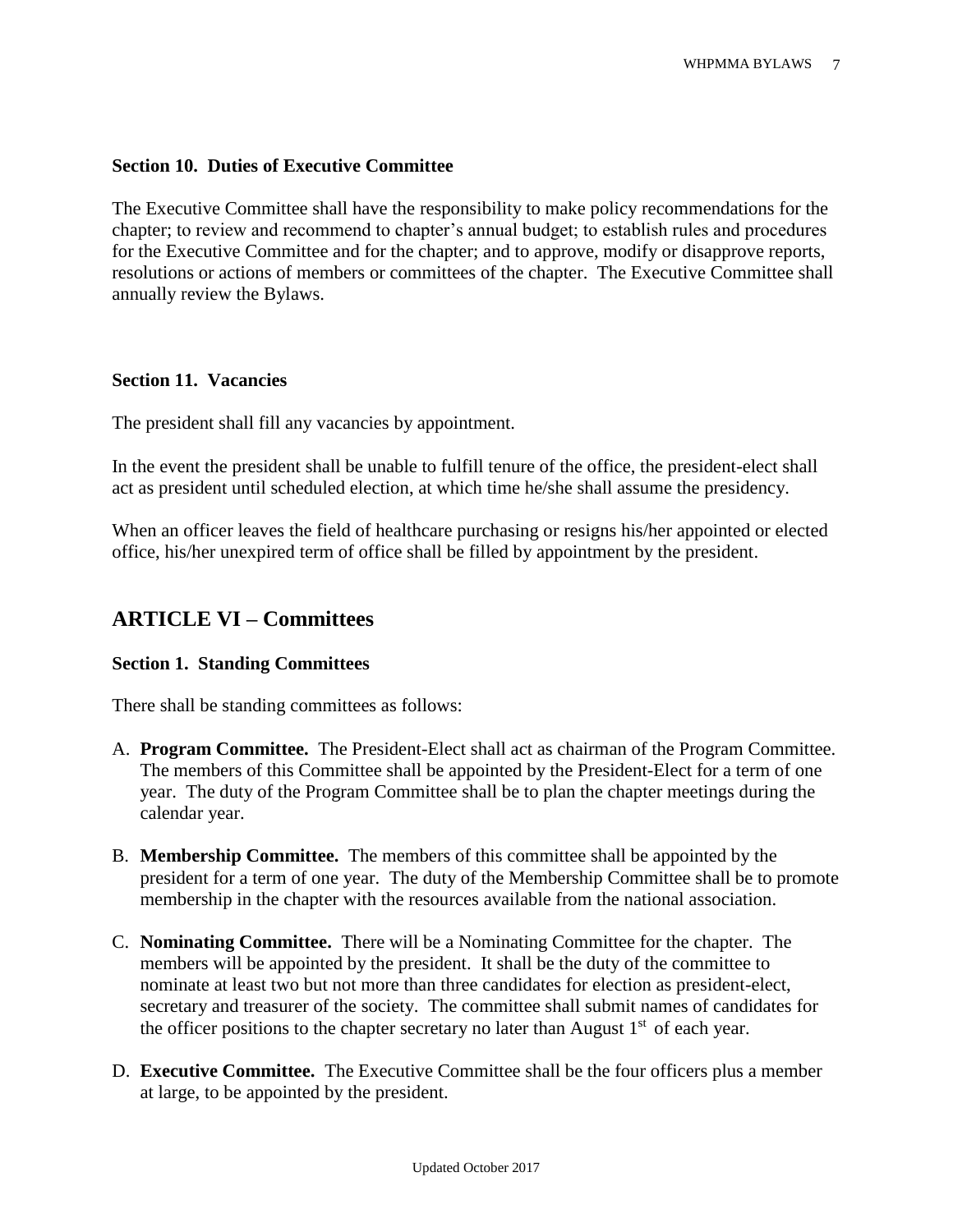### Section 10. Duties of Executive Committee

The Executive Committee shall have the responsibility to make policy recommendations for the chapter; to review and recommend to chapter's annual budget; to establish rules and procedures for the Executive Committee and for the chapter; and to approve, modify or disapprove reports, resolutions or actions of members or committees of the chapter. The Executive Committee shall annually review the Bylaws.

### Section 11. Vacancies

The president shall fill any vacancies by appointment.

In the event the president shall be unable to fulfill tenure of the office, the president-elect shall act as president until scheduled election, at which time he/she shall assume the presidency.

When an officer leaves the field of healthcare purchasing or resigns his/her appointed or elected office, his/her unexpired term of office shall be filled by appointment by the president.

## ARTICLE VI – Committees

### Section 1. Standing Committees

There shall be standing committees as follows:

A. **Program Committee.** The President-Elect shall act as chairman of the Program Committee. The members of this Committee shall be appointed by the President-Elect for a term of one year. The duty of the Program Committee shall be to plan the chapter meetings during the calendar year.

B. **Membership Committee.** The members of this committee shall be appointed by the president for a term of one year. The duty of the Membership Committee shall be to promote membership in the chapter with the resources available from the national association.

C. **Nominating Committee.** There will be a Nominating Committee for the chapter. The members will be appointed by the president. It shall be the duty of the committee to nominate at least two but not more than three candidates for election as president-elect, secretary and treasurer of the society. The committee shall submit names of candidates for the officer positions to the chapter secretary no later than August 1st of each year.

D. **Executive Committee.** The Executive Committee shall be the four officers plus a member at large, to be appointed by the president.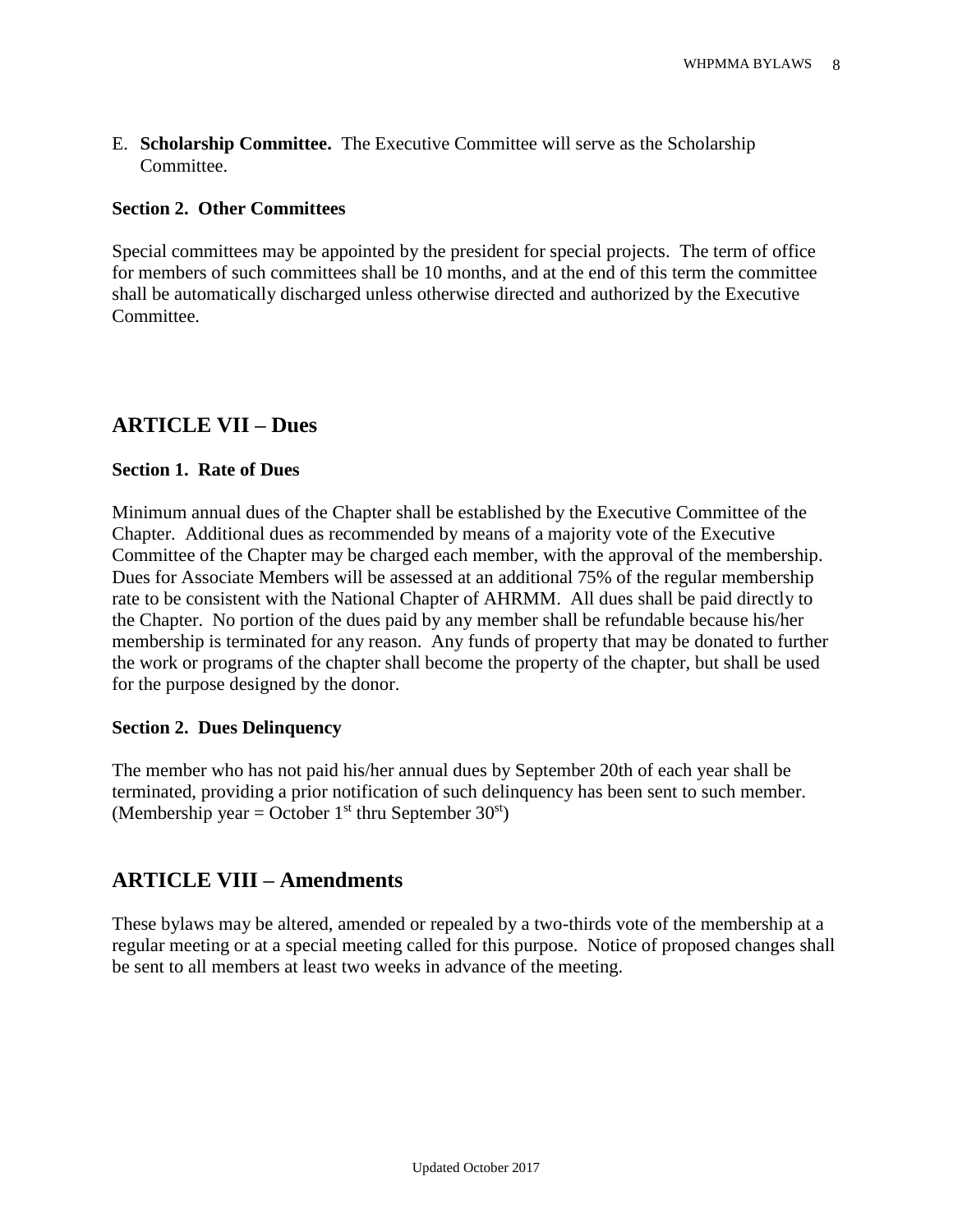E. **Scholarship Committee.** The Executive Committee will serve as the Scholarship Committee.

**Section 2. Other Committees**

Special committees may be appointed by the president for special projects. The term of office for members of such committees shall be 10 months, and at the end of this term the committee shall be automatically discharged unless otherwise directed and authorized by the Executive Committee.

## ARTICLE VII – Dues

**Section 1. Rate of Dues**

Minimum annual dues of the Chapter shall be established by the Executive Committee of the Chapter. Additional dues as recommended by means of a majority vote of the Executive Committee of the Chapter may be charged each member, with the approval of the membership. Dues for Associate Members will be assessed at an additional 75% of the regular membership rate to be consistent with the National Chapter of AHRMM. All dues shall be paid directly to the Chapter. No portion of the dues paid by any member shall be refundable because his/her membership is terminated for any reason. Any funds of property that may be donated to further the work or programs of the chapter shall become the property of the chapter, but shall be used for the purpose designed by the donor.

**Section 2. Dues Delinquency**

The member who has not paid his/her annual dues by September 20th of each year shall be terminated, providing a prior notification of such delinquency has been sent to such member. (Membership year = October 1st thru September 30st)

## ARTICLE VIII – Amendments

These bylaws may be altered, amended or repealed by a two-thirds vote of the membership at a regular meeting or at a special meeting called for this purpose. Notice of proposed changes shall be sent to all members at least two weeks in advance of the meeting.